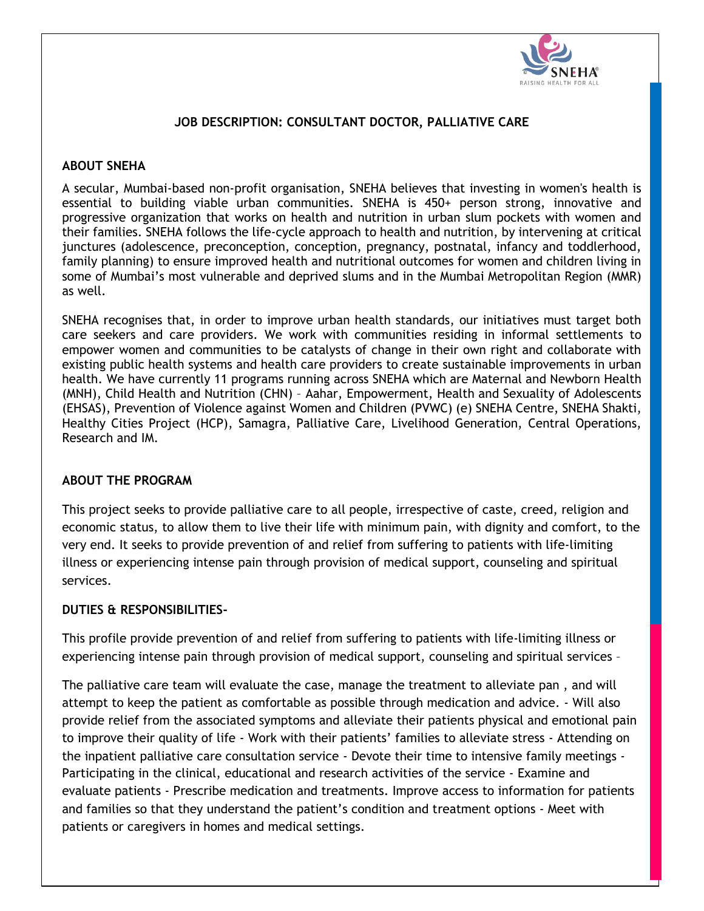SNEHA
RAISING HEALTH FOR ALL

# JOB DESCRIPTION: CONSULTANT DOCTOR, PALLIATIVE CARE

## ABOUT SNEHA

A secular, Mumbai-based non-profit organisation, SNEHA believes that investing in women's health is essential to building viable urban communities. SNEHA is 450+ person strong, innovative and progressive organization that works on health and nutrition in urban slum pockets with women and their families. SNEHA follows the life-cycle approach to health and nutrition, by intervening at critical junctures (adolescence, preconception, conception, pregnancy, postnatal, infancy and toddlerhood, family planning) to ensure improved health and nutritional outcomes for women and children living in some of Mumbai's most vulnerable and deprived slums and in the Mumbai Metropolitan Region (MMR) as well.

SNEHA recognises that, in order to improve urban health standards, our initiatives must target both care seekers and care providers. We work with communities residing in informal settlements to empower women and communities to be catalysts of change in their own right and collaborate with existing public health systems and health care providers to create sustainable improvements in urban health. We have currently 11 programs running across SNEHA which are Maternal and Newborn Health (MNH), Child Health and Nutrition (CHN) – Aahar, Empowerment, Health and Sexuality of Adolescents (EHSAS), Prevention of Violence against Women and Children (PVWC) (e) SNEHA Centre, SNEHA Shakti, Healthy Cities Project (HCP), Samagra, Palliative Care, Livelihood Generation, Central Operations, Research and IM.

## ABOUT THE PROGRAM

This project seeks to provide palliative care to all people, irrespective of caste, creed, religion and economic status, to allow them to live their life with minimum pain, with dignity and comfort, to the very end. It seeks to provide prevention of and relief from suffering to patients with life-limiting illness or experiencing intense pain through provision of medical support, counseling and spiritual services.

## DUTIES & RESPONSIBILITIES-

This profile provide prevention of and relief from suffering to patients with life-limiting illness or experiencing intense pain through provision of medical support, counseling and spiritual services –

The palliative care team will evaluate the case, manage the treatment to alleviate pan , and will attempt to keep the patient as comfortable as possible through medication and advice. - Will also provide relief from the associated symptoms and alleviate their patients physical and emotional pain to improve their quality of life - Work with their patients' families to alleviate stress - Attending on the inpatient palliative care consultation service - Devote their time to intensive family meetings - Participating in the clinical, educational and research activities of the service - Examine and evaluate patients - Prescribe medication and treatments. Improve access to information for patients and families so that they understand the patient's condition and treatment options - Meet with patients or caregivers in homes and medical settings.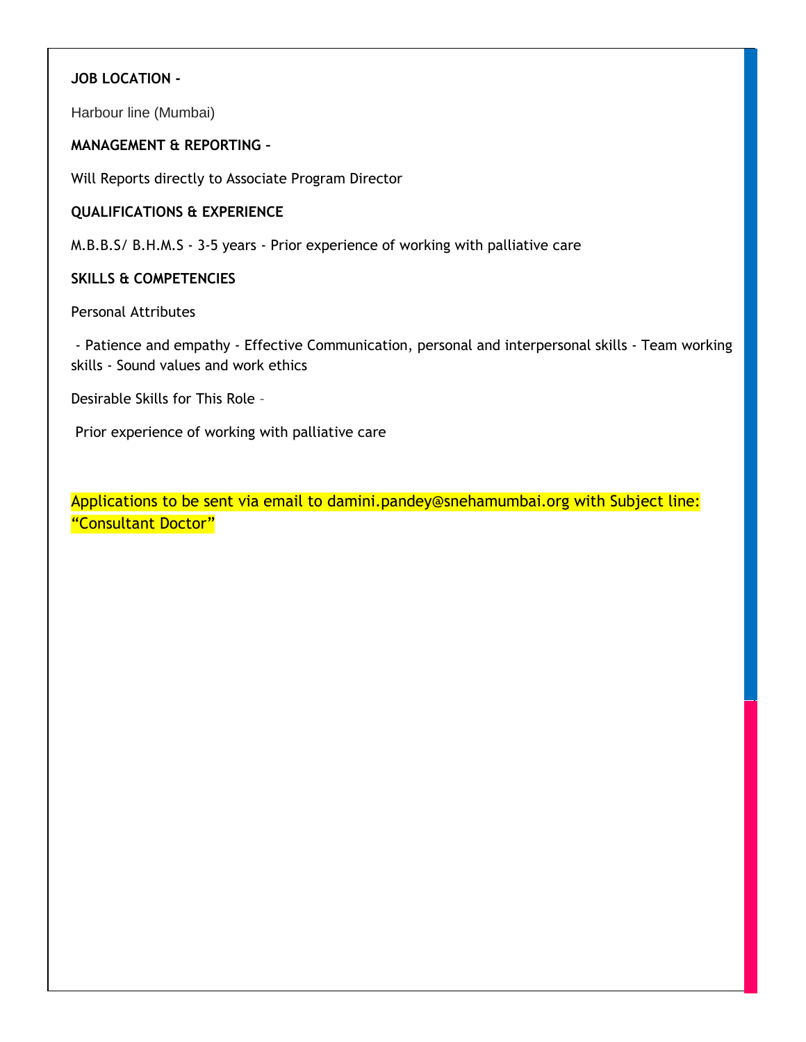**JOB LOCATION -**

Harbour line (Mumbai)

**MANAGEMENT & REPORTING –**

Will Reports directly to Associate Program Director

**QUALIFICATIONS & EXPERIENCE**

M.B.B.S/ B.H.M.S - 3-5 years - Prior experience of working with palliative care

**SKILLS & COMPETENCIES**

Personal Attributes

- Patience and empathy - Effective Communication, personal and interpersonal skills - Team working skills - Sound values and work ethics

Desirable Skills for This Role –

Prior experience of working with palliative care

Applications to be sent via email to damini.pandey@snehamumbai.org with Subject line: “Consultant Doctor”